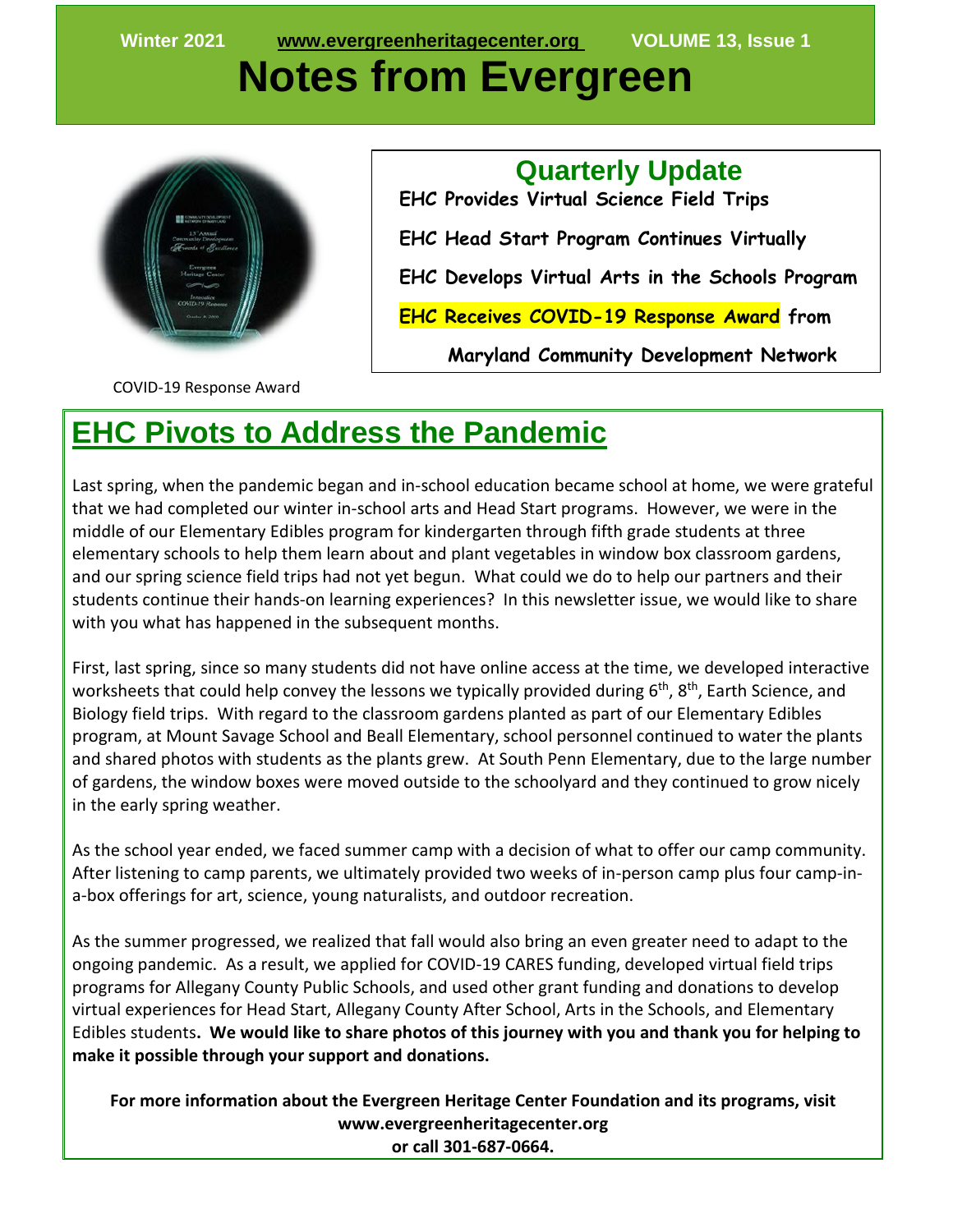Winter 2021 www.evergreenheritagecenter.org VOLUME 13, Issue 1

# Notes from Evergreen

COVID-19 Response Award

## Quarterly Update

**EHC Provides Virtual Science Field Trips**

**EHC Head Start Program Continues Virtually**

**EHC Develops Virtual Arts in the Schools Program**

**EHC Receives COVID-19 Response Award from Maryland Community Development Network**

## EHC Pivots to Address the Pandemic

Last spring, when the pandemic began and in-school education became school at home, we were grateful that we had completed our winter in-school arts and Head Start programs. However, we were in the middle of our Elementary Edibles program for kindergarten through fifth grade students at three elementary schools to help them learn about and plant vegetables in window box classroom gardens, and our spring science field trips had not yet begun. What could we do to help our partners and their students continue their hands-on learning experiences? In this newsletter issue, we would like to share with you what has happened in the subsequent months.

First, last spring, since so many students did not have online access at the time, we developed interactive worksheets that could help convey the lessons we typically provided during 6th, 8th, Earth Science, and Biology field trips. With regard to the classroom gardens planted as part of our Elementary Edibles program, at Mount Savage School and Beall Elementary, school personnel continued to water the plants and shared photos with students as the plants grew. At South Penn Elementary, due to the large number of gardens, the window boxes were moved outside to the schoolyard and they continued to grow nicely in the early spring weather.

As the school year ended, we faced summer camp with a decision of what to offer our camp community. After listening to camp parents, we ultimately provided two weeks of in-person camp plus four camp-in-a-box offerings for art, science, young naturalists, and outdoor recreation.

As the summer progressed, we realized that fall would also bring an even greater need to adapt to the ongoing pandemic. As a result, we applied for COVID-19 CARES funding, developed virtual field trips programs for Allegany County Public Schools, and used other grant funding and donations to develop virtual experiences for Head Start, Allegany County After School, Arts in the Schools, and Elementary Edibles students**. We would like to share photos of this journey with you and thank you for helping to make it possible through your support and donations.**

**For more information about the Evergreen Heritage Center Foundation and its programs, visit www.evergreenheritagecenter.org or call 301-687-0664.**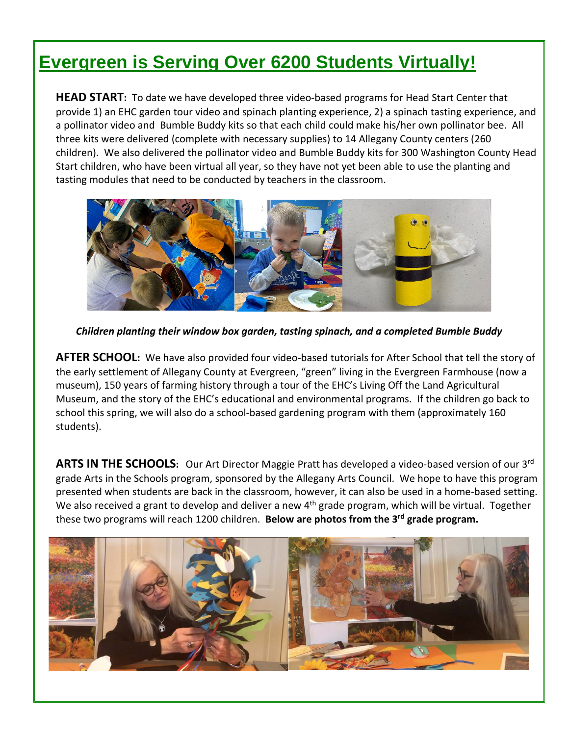# Evergreen is Serving Over 6200 Students Virtually!

**HEAD START:** To date we have developed three video-based programs for Head Start Center that provide 1) an EHC garden tour video and spinach planting experience, 2) a spinach tasting experience, and a pollinator video and Bumble Buddy kits so that each child could make his/her own pollinator bee. All three kits were delivered (complete with necessary supplies) to 14 Allegany County centers (260 children). We also delivered the pollinator video and Bumble Buddy kits for 300 Washington County Head Start children, who have been virtual all year, so they have not yet been able to use the planting and tasting modules that need to be conducted by teachers in the classroom.

***Children planting their window box garden, tasting spinach, and a completed Bumble Buddy***

**AFTER SCHOOL:** We have also provided four video-based tutorials for After School that tell the story of the early settlement of Allegany County at Evergreen, "green" living in the Evergreen Farmhouse (now a museum), 150 years of farming history through a tour of the EHC's Living Off the Land Agricultural Museum, and the story of the EHC's educational and environmental programs. If the children go back to school this spring, we will also do a school-based gardening program with them (approximately 160 students).

**ARTS IN THE SCHOOLS:** Our Art Director Maggie Pratt has developed a video-based version of our 3rd grade Arts in the Schools program, sponsored by the Allegany Arts Council. We hope to have this program presented when students are back in the classroom, however, it can also be used in a home-based setting. We also received a grant to develop and deliver a new 4th grade program, which will be virtual. Together these two programs will reach 1200 children. **Below are photos from the 3rd grade program.**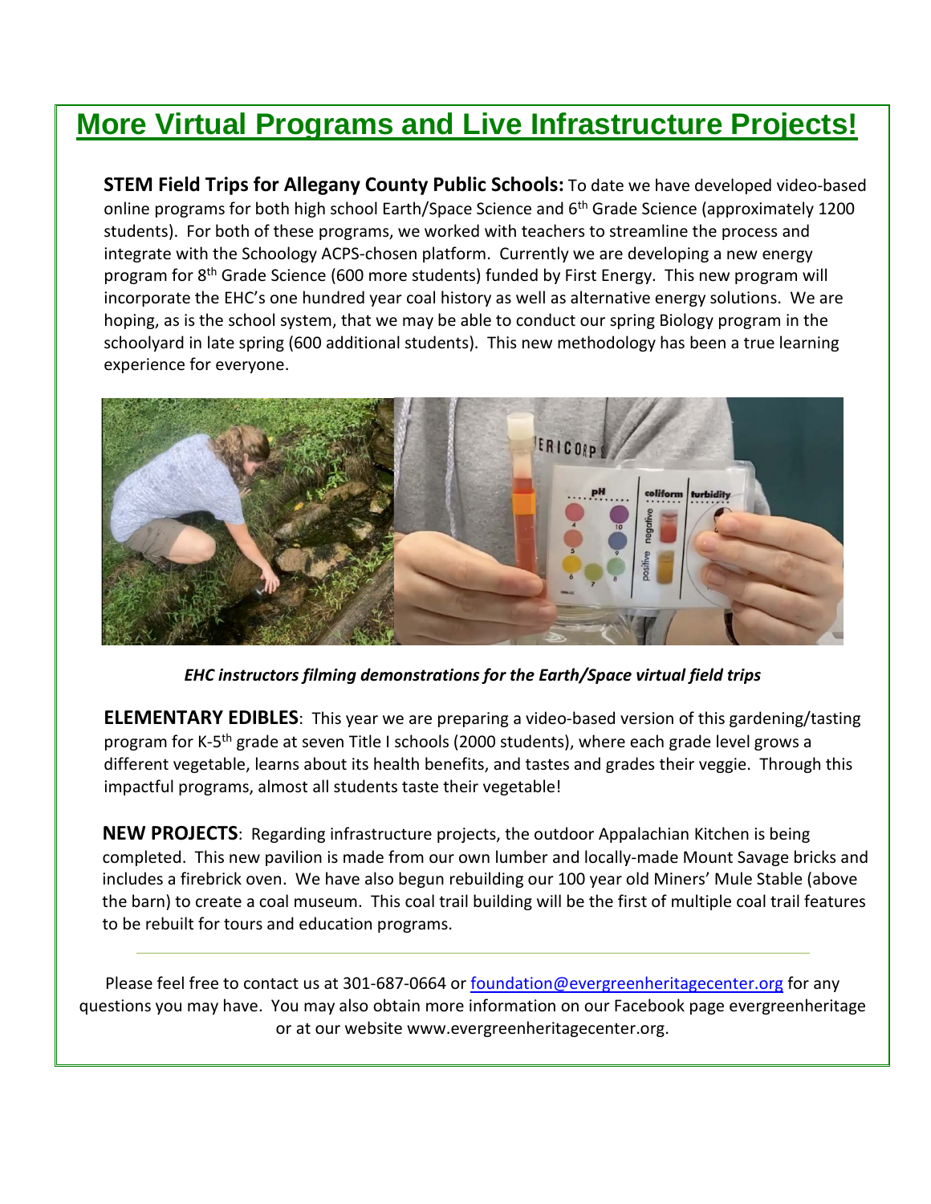# More Virtual Programs and Live Infrastructure Projects!

**STEM Field Trips for Allegany County Public Schools:** To date we have developed video-based online programs for both high school Earth/Space Science and 6th Grade Science (approximately 1200 students). For both of these programs, we worked with teachers to streamline the process and integrate with the Schoology ACPS-chosen platform. Currently we are developing a new energy program for 8th Grade Science (600 more students) funded by First Energy. This new program will incorporate the EHC's one hundred year coal history as well as alternative energy solutions. We are hoping, as is the school system, that we may be able to conduct our spring Biology program in the schoolyard in late spring (600 additional students). This new methodology has been a true learning experience for everyone.

*EHC instructors filming demonstrations for the Earth/Space virtual field trips*

**ELEMENTARY EDIBLES**: This year we are preparing a video-based version of this gardening/tasting program for K-5th grade at seven Title I schools (2000 students), where each grade level grows a different vegetable, learns about its health benefits, and tastes and grades their veggie. Through this impactful programs, almost all students taste their vegetable!

**NEW PROJECTS**: Regarding infrastructure projects, the outdoor Appalachian Kitchen is being completed. This new pavilion is made from our own lumber and locally-made Mount Savage bricks and includes a firebrick oven. We have also begun rebuilding our 100 year old Miners' Mule Stable (above the barn) to create a coal museum. This coal trail building will be the first of multiple coal trail features to be rebuilt for tours and education programs.

---

Please feel free to contact us at 301-687-0664 or foundation@evergreenheritagecenter.org for any questions you may have. You may also obtain more information on our Facebook page evergreenheritage or at our website www.evergreenheritagecenter.org.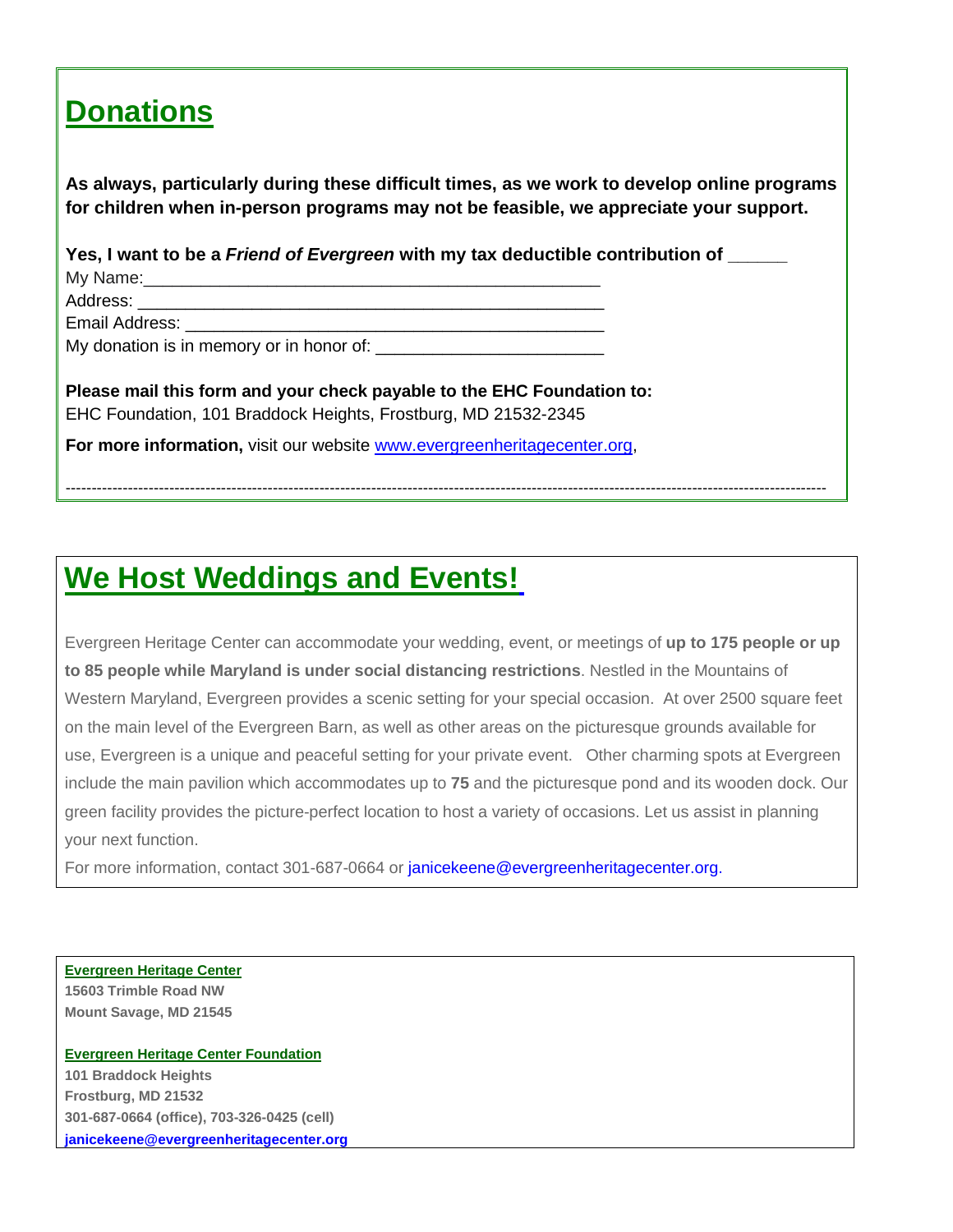## Donations

**As always, particularly during these difficult times, as we work to develop online programs for children when in-person programs may not be feasible, we appreciate your support.**

**Yes, I want to be a *Friend of Evergreen* with my tax deductible contribution of ______**

My Name:_________________________________________________

Address: _________________________________________________

Email Address: _____________________________________________

My donation is in memory or in honor of: ________________________

**Please mail this form and your check payable to the EHC Foundation to:**
EHC Foundation, 101 Braddock Heights, Frostburg, MD 21532-2345

**For more information,** visit our website www.evergreenheritagecenter.org,

-----------------------------------------------------------------------------------------------------------------------------------------------

## We Host Weddings and Events!

Evergreen Heritage Center can accommodate your wedding, event, or meetings of **up to 175 people or up to 85 people while Maryland is under social distancing restrictions**. Nestled in the Mountains of Western Maryland, Evergreen provides a scenic setting for your special occasion. At over 2500 square feet on the main level of the Evergreen Barn, as well as other areas on the picturesque grounds available for use, Evergreen is a unique and peaceful setting for your private event. Other charming spots at Evergreen include the main pavilion which accommodates up to **75** and the picturesque pond and its wooden dock. Our green facility provides the picture-perfect location to host a variety of occasions. Let us assist in planning your next function.

For more information, contact 301-687-0664 or janicekeene@evergreenheritagecenter.org.

**Evergreen Heritage Center**
**15603 Trimble Road NW**
**Mount Savage, MD 21545**

**Evergreen Heritage Center Foundation**
**101 Braddock Heights**
**Frostburg, MD 21532**
**301-687-0664 (office), 703-326-0425 (cell)**
**janicekeene@evergreenheritagecenter.org**